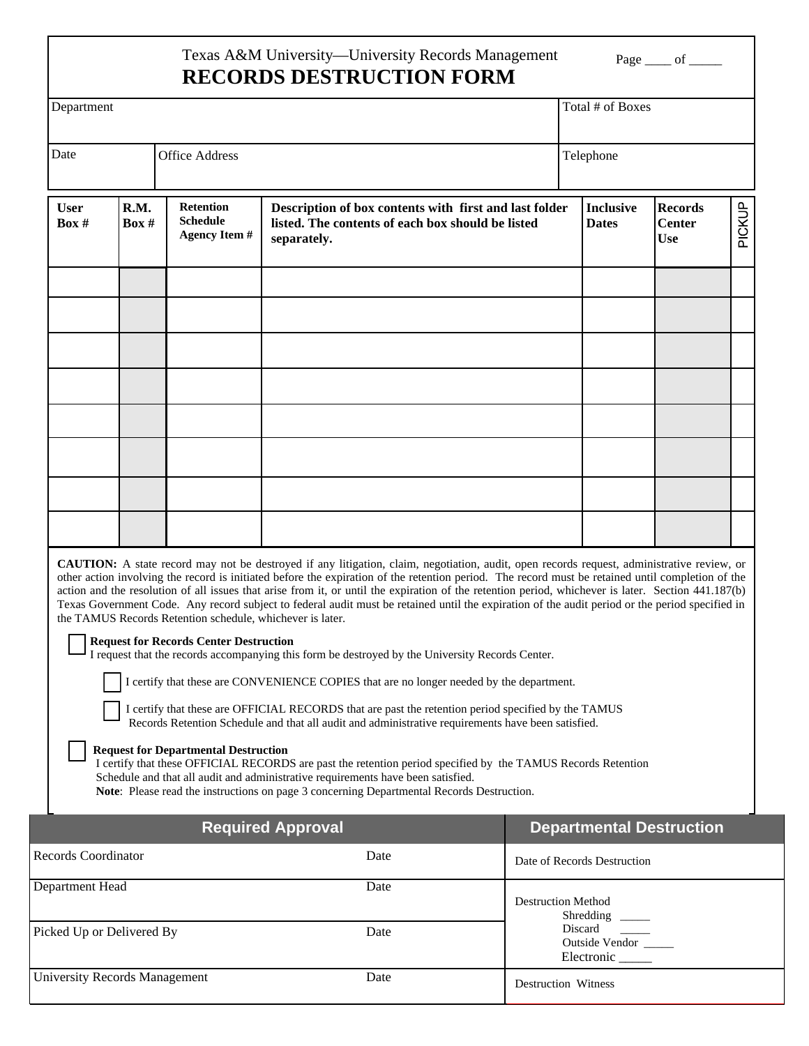Texas A&M University—University Records Management

# RECORDS DESTRUCTION FORM

Page ____ of _____

| Department | | Total # of Boxes |
|---|---|---|
| Date | Office Address | Telephone |

| User Box # | R.M. Box # | Retention Schedule Agency Item # | Description of box contents with first and last folder listed. The contents of each box should be listed separately. | Inclusive Dates | Records Center Use | PICKUP |
|---|---|---|---|---|---|---|
| | | | | | | |
| | | | | | | |
| | | | | | | |
| | | | | | | |
| | | | | | | |
| | | | | | | |
| | | | | | | |
| | | | | | | |

**CAUTION:** A state record may not be destroyed if any litigation, claim, negotiation, audit, open records request, administrative review, or other action involving the record is initiated before the expiration of the retention period. The record must be retained until completion of the action and the resolution of all issues that arise from it, or until the expiration of the retention period, whichever is later. Section 441.187(b) Texas Government Code. Any record subject to federal audit must be retained until the expiration of the audit period or the period specified in the TAMUS Records Retention schedule, whichever is later.

☐ **Request for Records Center Destruction**
I request that the records accompanying this form be destroyed by the University Records Center.

- ☐ I certify that these are CONVENIENCE COPIES that are no longer needed by the department.
- ☐ I certify that these are OFFICIAL RECORDS that are past the retention period specified by the TAMUS Records Retention Schedule and that all audit and administrative requirements have been satisfied.

☐ **Request for Departmental Destruction**
I certify that these OFFICIAL RECORDS are past the retention period specified by the TAMUS Records Retention Schedule and that all audit and administrative requirements have been satisfied.
**Note**: Please read the instructions on page 3 concerning Departmental Records Destruction.

| Required Approval | | Departmental Destruction |
|---|---|---|
| Records Coordinator | Date | Date of Records Destruction |
| Department Head | Date | Destruction Method<br>Shredding _____<br>Discard _____<br>Outside Vendor _____<br>Electronic _____ |
| Picked Up or Delivered By | Date | |
| University Records Management | Date | Destruction Witness |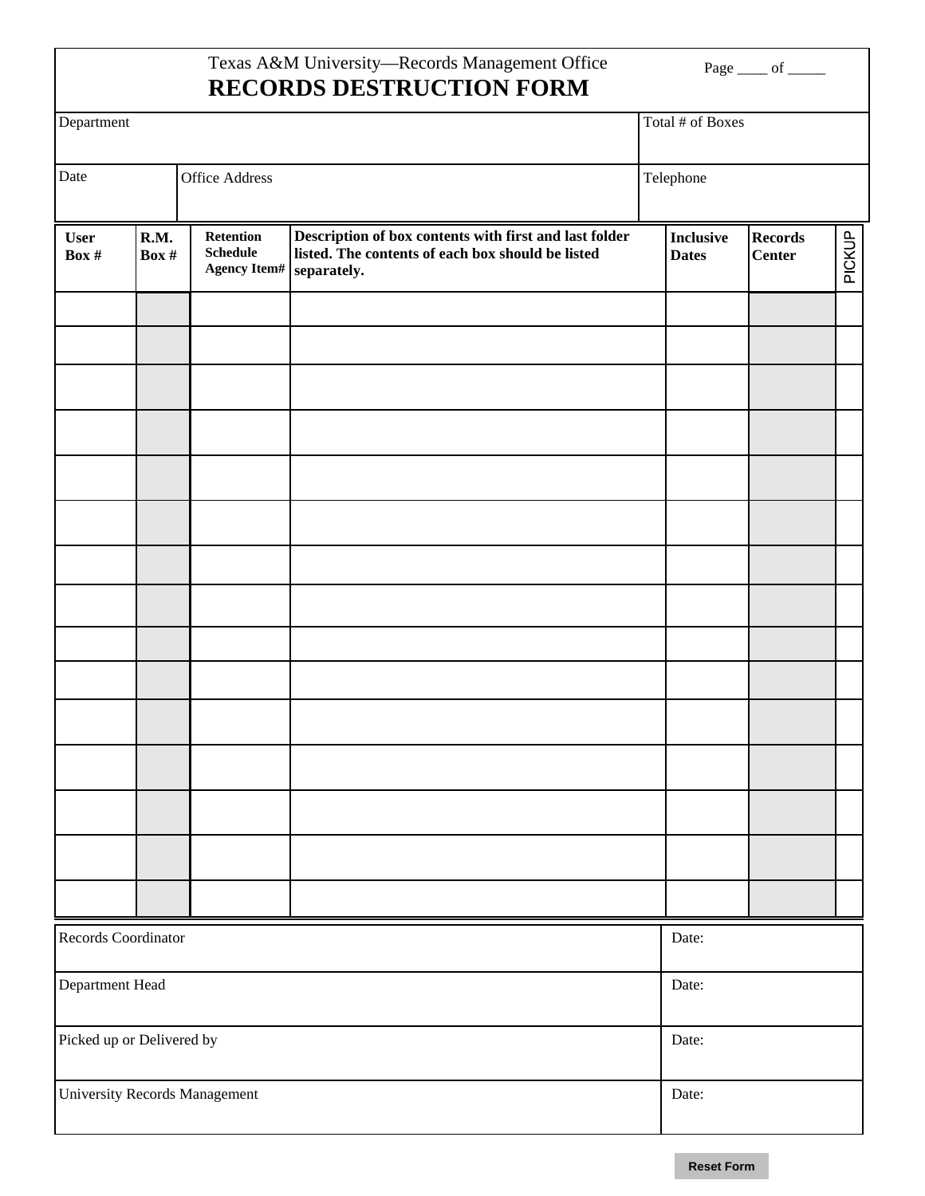Texas A&M University—Records Management Office

# RECORDS DESTRUCTION FORM

Page ____ of _____

| Department | Total # of Boxes |
|---|---|
| | |

| Date | Office Address | Telephone |
|---|---|---|
| | | |

| User Box # | R.M. Box # | Retention Schedule Agency Item# | Description of box contents with first and last folder listed. The contents of each box should be listed separately. | Inclusive Dates | Records Center | PICKUP |
|---|---|---|---|---|---|---|
| | | | | | | |
| | | | | | | |
| | | | | | | |
| | | | | | | |
| | | | | | | |
| | | | | | | |
| | | | | | | |
| | | | | | | |
| | | | | | | |
| | | | | | | |
| | | | | | | |
| | | | | | | |
| | | | | | | |
| | | | | | | |
| | | | | | | |

| Records Coordinator | Date: |
|---|---|
| Department Head | Date: |
| Picked up or Delivered by | Date: |
| University Records Management | Date: |

Reset Form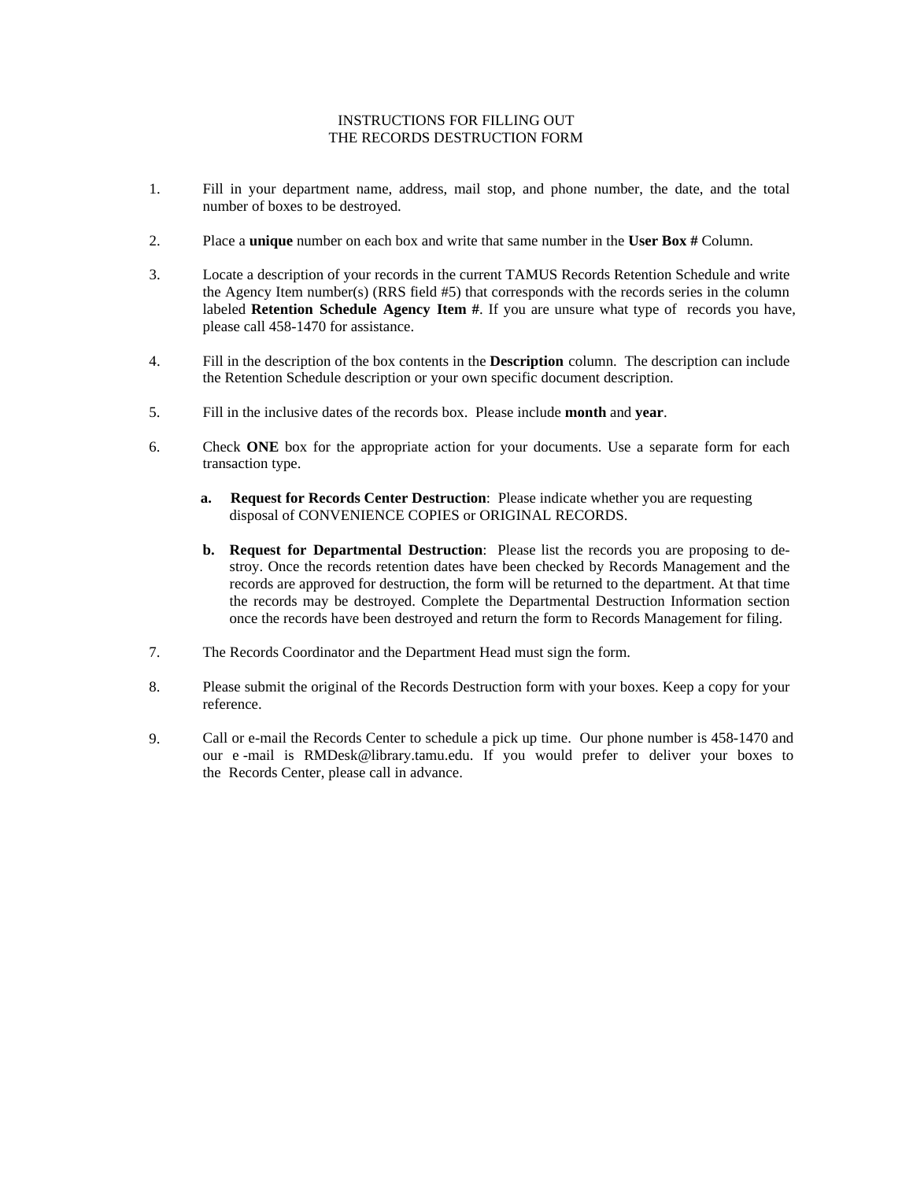# INSTRUCTIONS FOR FILLING OUT THE RECORDS DESTRUCTION FORM

1. Fill in your department name, address, mail stop, and phone number, the date, and the total number of boxes to be destroyed.

2. Place a **unique** number on each box and write that same number in the **User Box #** Column.

3. Locate a description of your records in the current TAMUS Records Retention Schedule and write the Agency Item number(s) (RRS field #5) that corresponds with the records series in the column labeled **Retention Schedule Agency Item #**. If you are unsure what type of records you have, please call 458-1470 for assistance.

4. Fill in the description of the box contents in the **Description** column. The description can include the Retention Schedule description or your own specific document description.

5. Fill in the inclusive dates of the records box. Please include **month** and **year**.

6. Check **ONE** box for the appropriate action for your documents. Use a separate form for each transaction type.

   **a. Request for Records Center Destruction**: Please indicate whether you are requesting disposal of CONVENIENCE COPIES or ORIGINAL RECORDS.

   **b. Request for Departmental Destruction**: Please list the records you are proposing to destroy. Once the records retention dates have been checked by Records Management and the records are approved for destruction, the form will be returned to the department. At that time the records may be destroyed. Complete the Departmental Destruction Information section once the records have been destroyed and return the form to Records Management for filing.

7. The Records Coordinator and the Department Head must sign the form.

8. Please submit the original of the Records Destruction form with your boxes. Keep a copy for your reference.

9. Call or e-mail the Records Center to schedule a pick up time. Our phone number is 458-1470 and our e-mail is RMDesk@library.tamu.edu. If you would prefer to deliver your boxes to the Records Center, please call in advance.